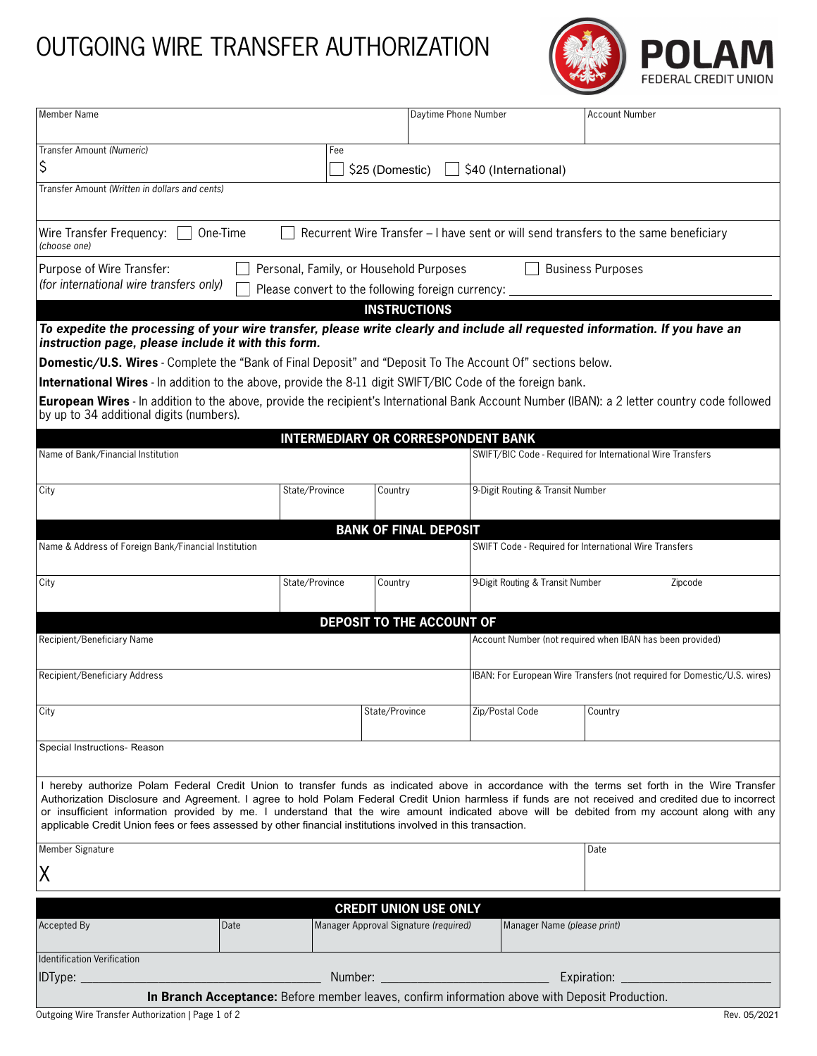# OUTGOING WIRE TRANSFER AUTHORIZATION

POLAM FEDERAL CREDIT UNION

| Member Name | Daytime Phone Number | Account Number |
|---|---|---|
| | | |

| Transfer Amount *(Numeric)* | Fee |
|---|---|
| $ | ☐ $25 (Domestic) ☐ $40 (International) |

Transfer Amount *(Written in dollars and cents)*

Wire Transfer Frequency: *(choose one)* ☐ One-Time ☐ Recurrent Wire Transfer – I have sent or will send transfers to the same beneficiary

Purpose of Wire Transfer: *(for international wire transfers only)* ☐ Personal, Family, or Household Purposes ☐ Business Purposes ☐ Please convert to the following foreign currency: ____________________

## INSTRUCTIONS

***To expedite the processing of your wire transfer, please write clearly and include all requested information. If you have an instruction page, please include it with this form.***

**Domestic/U.S. Wires** - Complete the "Bank of Final Deposit" and "Deposit To The Account Of" sections below.

**International Wires** - In addition to the above, provide the 8-11 digit SWIFT/BIC Code of the foreign bank.

**European Wires** - In addition to the above, provide the recipient's International Bank Account Number (IBAN): a 2 letter country code followed by up to 34 additional digits (numbers).

## INTERMEDIARY OR CORRESPONDENT BANK

| Name of Bank/Financial Institution | | | SWIFT/BIC Code - Required for International Wire Transfers |
|---|---|---|---|
| City | State/Province | Country | 9-Digit Routing & Transit Number |

## BANK OF FINAL DEPOSIT

| Name & Address of Foreign Bank/Financial Institution | | | SWIFT Code - Required for International Wire Transfers | |
|---|---|---|---|---|
| City | State/Province | Country | 9-Digit Routing & Transit Number | Zipcode |

## DEPOSIT TO THE ACCOUNT OF

| Recipient/Beneficiary Name | | Account Number (not required when IBAN has been provided) | |
|---|---|---|---|
| Recipient/Beneficiary Address | | IBAN: For European Wire Transfers (not required for Domestic/U.S. wires) | |
| City | State/Province | Zip/Postal Code | Country |

Special Instructions- Reason

I hereby authorize Polam Federal Credit Union to transfer funds as indicated above in accordance with the terms set forth in the Wire Transfer Authorization Disclosure and Agreement. I agree to hold Polam Federal Credit Union harmless if funds are not received and credited due to incorrect or insufficient information provided by me. I understand that the wire amount indicated above will be debited from my account along with any applicable Credit Union fees or fees assessed by other financial institutions involved in this transaction.

| Member Signature | Date |
|---|---|
| X | |

## CREDIT UNION USE ONLY

| Accepted By | Date | Manager Approval Signature *(required)* | Manager Name *(please print)* |
|---|---|---|---|
| | | | |

Identification Verification

IDType: ____________________ Number: ____________________ Expiration: ____________________

**In Branch Acceptance:** Before member leaves, confirm information above with Deposit Production.

Rev. 05/2021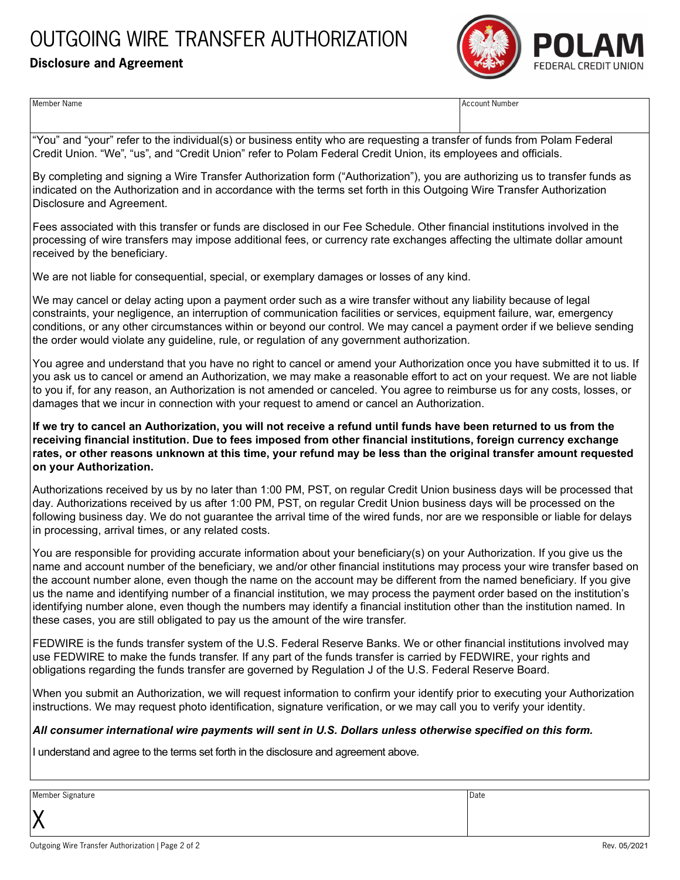# OUTGOING WIRE TRANSFER AUTHORIZATION

## Disclosure and Agreement

POLAM FEDERAL CREDIT UNION

| Member Name | Account Number |
| --- | --- |
| | |

"You" and "your" refer to the individual(s) or business entity who are requesting a transfer of funds from Polam Federal Credit Union. "We", "us", and "Credit Union" refer to Polam Federal Credit Union, its employees and officials.

By completing and signing a Wire Transfer Authorization form ("Authorization"), you are authorizing us to transfer funds as indicated on the Authorization and in accordance with the terms set forth in this Outgoing Wire Transfer Authorization Disclosure and Agreement.

Fees associated with this transfer or funds are disclosed in our Fee Schedule. Other financial institutions involved in the processing of wire transfers may impose additional fees, or currency rate exchanges affecting the ultimate dollar amount received by the beneficiary.

We are not liable for consequential, special, or exemplary damages or losses of any kind.

We may cancel or delay acting upon a payment order such as a wire transfer without any liability because of legal constraints, your negligence, an interruption of communication facilities or services, equipment failure, war, emergency conditions, or any other circumstances within or beyond our control. We may cancel a payment order if we believe sending the order would violate any guideline, rule, or regulation of any government authorization.

You agree and understand that you have no right to cancel or amend your Authorization once you have submitted it to us. If you ask us to cancel or amend an Authorization, we may make a reasonable effort to act on your request. We are not liable to you if, for any reason, an Authorization is not amended or canceled. You agree to reimburse us for any costs, losses, or damages that we incur in connection with your request to amend or cancel an Authorization.

**If we try to cancel an Authorization, you will not receive a refund until funds have been returned to us from the receiving financial institution. Due to fees imposed from other financial institutions, foreign currency exchange rates, or other reasons unknown at this time, your refund may be less than the original transfer amount requested on your Authorization.**

Authorizations received by us by no later than 1:00 PM, PST, on regular Credit Union business days will be processed that day. Authorizations received by us after 1:00 PM, PST, on regular Credit Union business days will be processed on the following business day. We do not guarantee the arrival time of the wired funds, nor are we responsible or liable for delays in processing, arrival times, or any related costs.

You are responsible for providing accurate information about your beneficiary(s) on your Authorization. If you give us the name and account number of the beneficiary, we and/or other financial institutions may process your wire transfer based on the account number alone, even though the name on the account may be different from the named beneficiary. If you give us the name and identifying number of a financial institution, we may process the payment order based on the institution's identifying number alone, even though the numbers may identify a financial institution other than the institution named. In these cases, you are still obligated to pay us the amount of the wire transfer.

FEDWIRE is the funds transfer system of the U.S. Federal Reserve Banks. We or other financial institutions involved may use FEDWIRE to make the funds transfer. If any part of the funds transfer is carried by FEDWIRE, your rights and obligations regarding the funds transfer are governed by Regulation J of the U.S. Federal Reserve Board.

When you submit an Authorization, we will request information to confirm your identify prior to executing your Authorization instructions. We may request photo identification, signature verification, or we may call you to verify your identity.

***All consumer international wire payments will sent in U.S. Dollars unless otherwise specified on this form.***

I understand and agree to the terms set forth in the disclosure and agreement above.

| Member Signature | Date |
| --- | --- |
| X | |

Rev. 05/2021